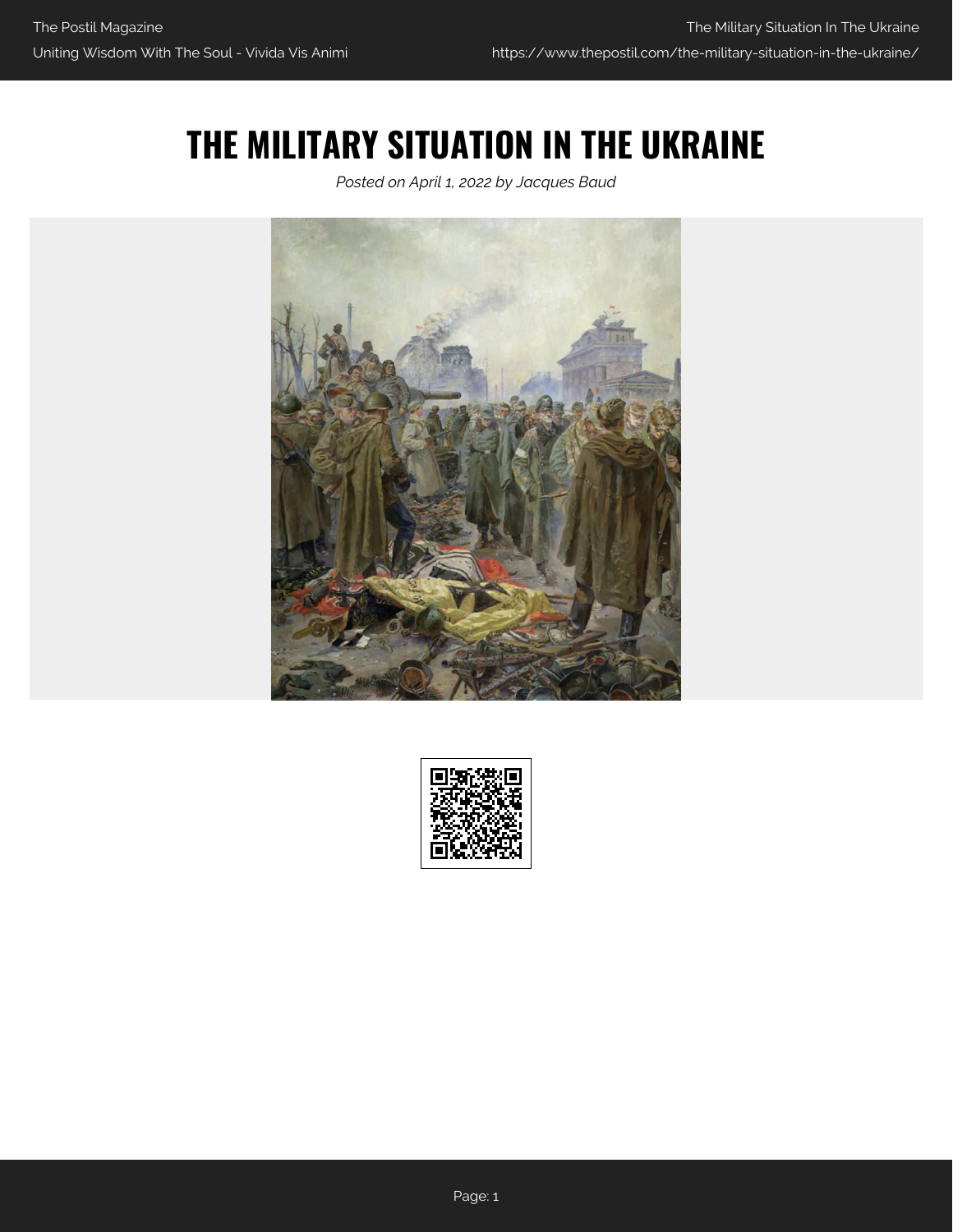# THE MILITARY SITUATION IN THE UKRAINE

*Posted on April 1, 2022 by Jacques Baud*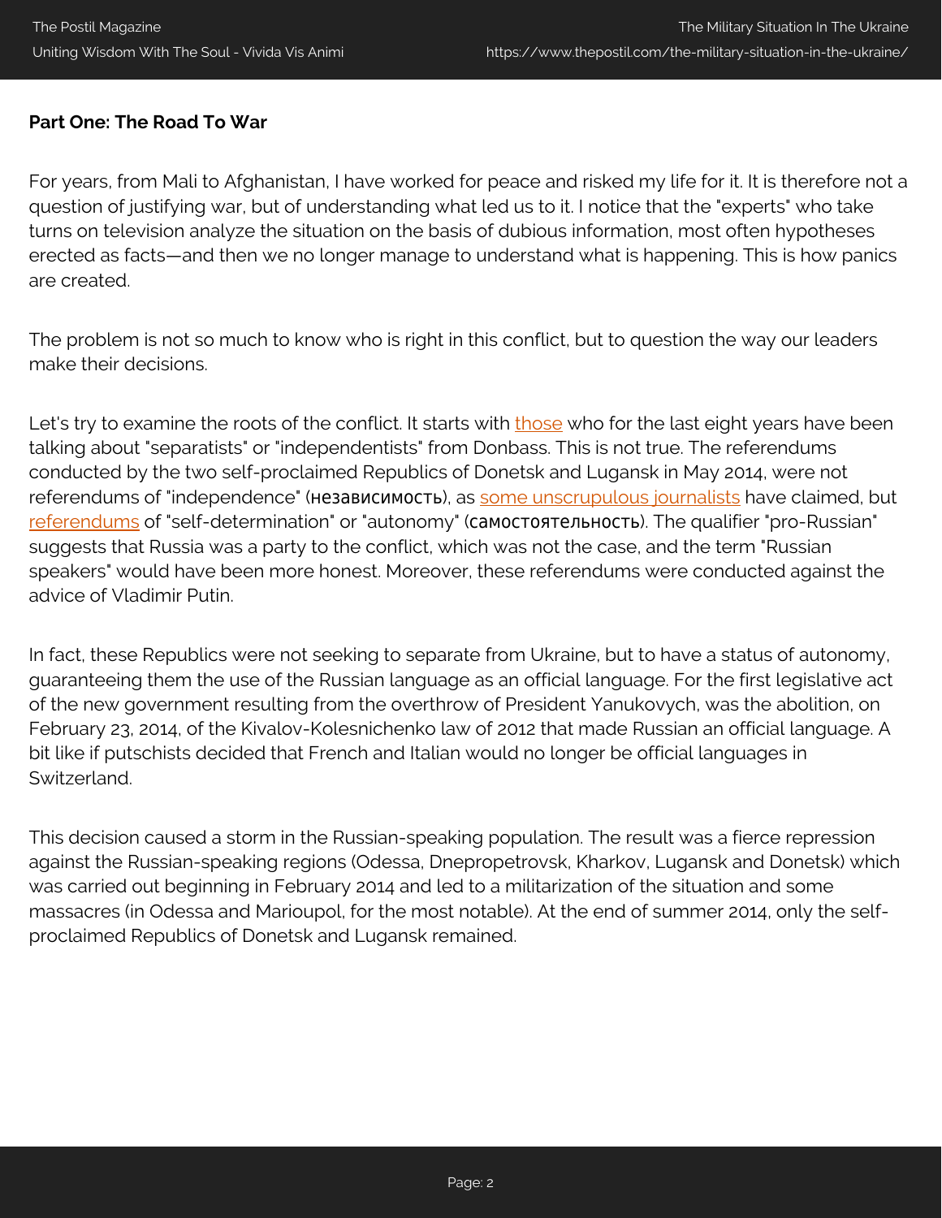**Part One: The Road To War**

For years, from Mali to Afghanistan, I have worked for peace and risked my life for it. It is therefore not a question of justifying war, but of understanding what led us to it. I notice that the "experts" who take turns on television analyze the situation on the basis of dubious information, most often hypotheses erected as facts—and then we no longer manage to understand what is happening. This is how panics are created.

The problem is not so much to know who is right in this conflict, but to question the way our leaders make their decisions.

Let's try to examine the roots of the conflict. It starts with those who for the last eight years have been talking about "separatists" or "independentists" from Donbass. This is not true. The referendums conducted by the two self-proclaimed Republics of Donetsk and Lugansk in May 2014, were not referendums of "independence" (независимость), as some unscrupulous journalists have claimed, but referendums of "self-determination" or "autonomy" (самостоятельность). The qualifier "pro-Russian" suggests that Russia was a party to the conflict, which was not the case, and the term "Russian speakers" would have been more honest. Moreover, these referendums were conducted against the advice of Vladimir Putin.

In fact, these Republics were not seeking to separate from Ukraine, but to have a status of autonomy, guaranteeing them the use of the Russian language as an official language. For the first legislative act of the new government resulting from the overthrow of President Yanukovych, was the abolition, on February 23, 2014, of the Kivalov-Kolesnichenko law of 2012 that made Russian an official language. A bit like if putschists decided that French and Italian would no longer be official languages in Switzerland.

This decision caused a storm in the Russian-speaking population. The result was a fierce repression against the Russian-speaking regions (Odessa, Dnepropetrovsk, Kharkov, Lugansk and Donetsk) which was carried out beginning in February 2014 and led to a militarization of the situation and some massacres (in Odessa and Marioupol, for the most notable). At the end of summer 2014, only the self-proclaimed Republics of Donetsk and Lugansk remained.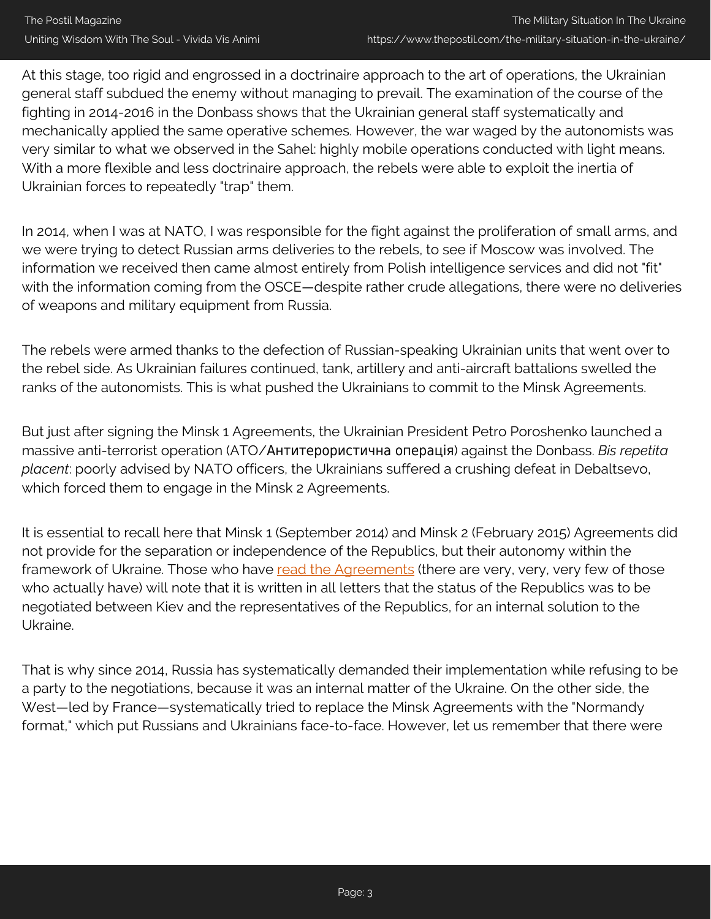At this stage, too rigid and engrossed in a doctrinaire approach to the art of operations, the Ukrainian general staff subdued the enemy without managing to prevail. The examination of the course of the fighting in 2014-2016 in the Donbass shows that the Ukrainian general staff systematically and mechanically applied the same operative schemes. However, the war waged by the autonomists was very similar to what we observed in the Sahel: highly mobile operations conducted with light means. With a more flexible and less doctrinaire approach, the rebels were able to exploit the inertia of Ukrainian forces to repeatedly "trap" them.

In 2014, when I was at NATO, I was responsible for the fight against the proliferation of small arms, and we were trying to detect Russian arms deliveries to the rebels, to see if Moscow was involved. The information we received then came almost entirely from Polish intelligence services and did not "fit" with the information coming from the OSCE—despite rather crude allegations, there were no deliveries of weapons and military equipment from Russia.

The rebels were armed thanks to the defection of Russian-speaking Ukrainian units that went over to the rebel side. As Ukrainian failures continued, tank, artillery and anti-aircraft battalions swelled the ranks of the autonomists. This is what pushed the Ukrainians to commit to the Minsk Agreements.

But just after signing the Minsk 1 Agreements, the Ukrainian President Petro Poroshenko launched a massive anti-terrorist operation (ATO/Антитерористична операція) against the Donbass. *Bis repetita placent*: poorly advised by NATO officers, the Ukrainians suffered a crushing defeat in Debaltsevo, which forced them to engage in the Minsk 2 Agreements.

It is essential to recall here that Minsk 1 (September 2014) and Minsk 2 (February 2015) Agreements did not provide for the separation or independence of the Republics, but their autonomy within the framework of Ukraine. Those who have [read the Agreements] (there are very, very, very few of those who actually have) will note that it is written in all letters that the status of the Republics was to be negotiated between Kiev and the representatives of the Republics, for an internal solution to the Ukraine.

That is why since 2014, Russia has systematically demanded their implementation while refusing to be a party to the negotiations, because it was an internal matter of the Ukraine. On the other side, the West—led by France—systematically tried to replace the Minsk Agreements with the "Normandy format," which put Russians and Ukrainians face-to-face. However, let us remember that there were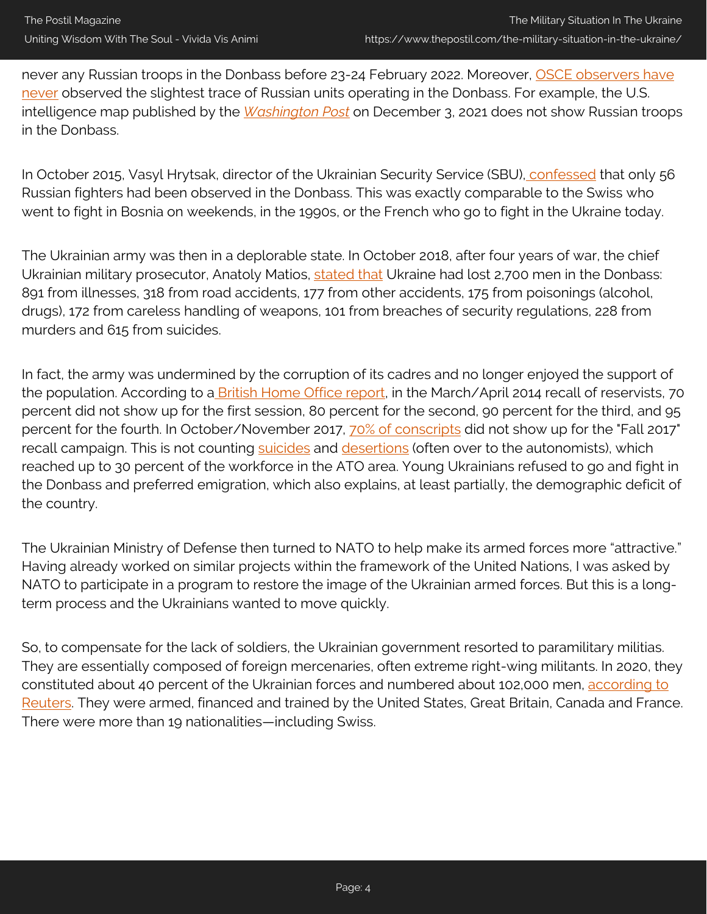never any Russian troops in the Donbass before 23-24 February 2022. Moreover, OSCE observers have never observed the slightest trace of Russian units operating in the Donbass. For example, the U.S. intelligence map published by the *Washington Post* on December 3, 2021 does not show Russian troops in the Donbass.

In October 2015, Vasyl Hrytsak, director of the Ukrainian Security Service (SBU), confessed that only 56 Russian fighters had been observed in the Donbass. This was exactly comparable to the Swiss who went to fight in Bosnia on weekends, in the 1990s, or the French who go to fight in the Ukraine today.

The Ukrainian army was then in a deplorable state. In October 2018, after four years of war, the chief Ukrainian military prosecutor, Anatoly Matios, stated that Ukraine had lost 2,700 men in the Donbass: 891 from illnesses, 318 from road accidents, 177 from other accidents, 175 from poisonings (alcohol, drugs), 172 from careless handling of weapons, 101 from breaches of security regulations, 228 from murders and 615 from suicides.

In fact, the army was undermined by the corruption of its cadres and no longer enjoyed the support of the population. According to a British Home Office report, in the March/April 2014 recall of reservists, 70 percent did not show up for the first session, 80 percent for the second, 90 percent for the third, and 95 percent for the fourth. In October/November 2017, 70% of conscripts did not show up for the "Fall 2017" recall campaign. This is not counting suicides and desertions (often over to the autonomists), which reached up to 30 percent of the workforce in the ATO area. Young Ukrainians refused to go and fight in the Donbass and preferred emigration, which also explains, at least partially, the demographic deficit of the country.

The Ukrainian Ministry of Defense then turned to NATO to help make its armed forces more "attractive." Having already worked on similar projects within the framework of the United Nations, I was asked by NATO to participate in a program to restore the image of the Ukrainian armed forces. But this is a long-term process and the Ukrainians wanted to move quickly.

So, to compensate for the lack of soldiers, the Ukrainian government resorted to paramilitary militias. They are essentially composed of foreign mercenaries, often extreme right-wing militants. In 2020, they constituted about 40 percent of the Ukrainian forces and numbered about 102,000 men, according to Reuters. They were armed, financed and trained by the United States, Great Britain, Canada and France. There were more than 19 nationalities—including Swiss.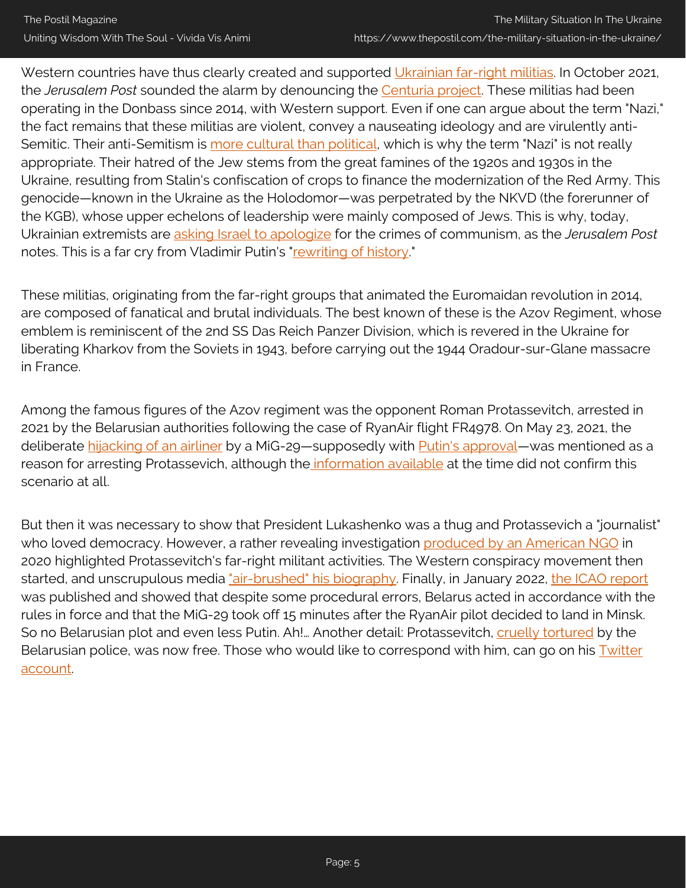Western countries have thus clearly created and supported Ukrainian far-right militias. In October 2021, the *Jerusalem Post* sounded the alarm by denouncing the Centuria project. These militias had been operating in the Donbass since 2014, with Western support. Even if one can argue about the term "Nazi," the fact remains that these militias are violent, convey a nauseating ideology and are virulently anti-Semitic. Their anti-Semitism is more cultural than political, which is why the term "Nazi" is not really appropriate. Their hatred of the Jew stems from the great famines of the 1920s and 1930s in the Ukraine, resulting from Stalin's confiscation of crops to finance the modernization of the Red Army. This genocide—known in the Ukraine as the Holodomor—was perpetrated by the NKVD (the forerunner of the KGB), whose upper echelons of leadership were mainly composed of Jews. This is why, today, Ukrainian extremists are asking Israel to apologize for the crimes of communism, as the *Jerusalem Post* notes. This is a far cry from Vladimir Putin's "rewriting of history."

These militias, originating from the far-right groups that animated the Euromaidan revolution in 2014, are composed of fanatical and brutal individuals. The best known of these is the Azov Regiment, whose emblem is reminiscent of the 2nd SS Das Reich Panzer Division, which is revered in the Ukraine for liberating Kharkov from the Soviets in 1943, before carrying out the 1944 Oradour-sur-Glane massacre in France.

Among the famous figures of the Azov regiment was the opponent Roman Protassevitch, arrested in 2021 by the Belarusian authorities following the case of RyanAir flight FR4978. On May 23, 2021, the deliberate hijacking of an airliner by a MiG-29—supposedly with Putin's approval—was mentioned as a reason for arresting Protassevich, although the information available at the time did not confirm this scenario at all.

But then it was necessary to show that President Lukashenko was a thug and Protassevich a "journalist" who loved democracy. However, a rather revealing investigation produced by an American NGO in 2020 highlighted Protassevitch's far-right militant activities. The Western conspiracy movement then started, and unscrupulous media "air-brushed" his biography. Finally, in January 2022, the ICAO report was published and showed that despite some procedural errors, Belarus acted in accordance with the rules in force and that the MiG-29 took off 15 minutes after the RyanAir pilot decided to land in Minsk. So no Belarusian plot and even less Putin. Ah!... Another detail: Protassevitch, cruelly tortured by the Belarusian police, was now free. Those who would like to correspond with him, can go on his Twitter account.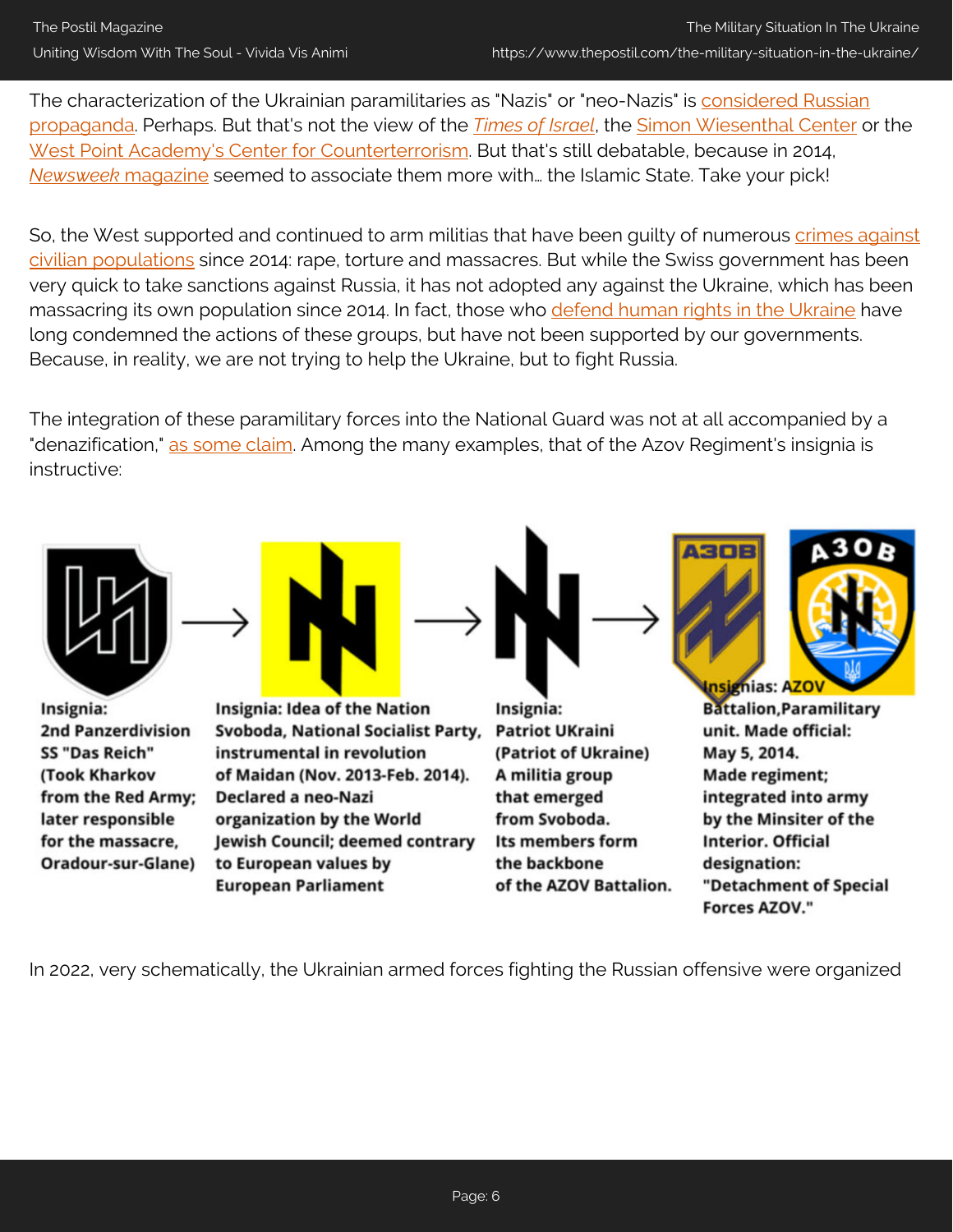The characterization of the Ukrainian paramilitaries as "Nazis" or "neo-Nazis" is considered Russian propaganda. Perhaps. But that's not the view of the *Times of Israel*, the Simon Wiesenthal Center or the West Point Academy's Center for Counterterrorism. But that's still debatable, because in 2014, *Newsweek* magazine seemed to associate them more with... the Islamic State. Take your pick!

So, the West supported and continued to arm militias that have been guilty of numerous crimes against civilian populations since 2014: rape, torture and massacres. But while the Swiss government has been very quick to take sanctions against Russia, it has not adopted any against the Ukraine, which has been massacring its own population since 2014. In fact, those who defend human rights in the Ukraine have long condemned the actions of these groups, but have not been supported by our governments. Because, in reality, we are not trying to help the Ukraine, but to fight Russia.

The integration of these paramilitary forces into the National Guard was not at all accompanied by a "denazification," as some claim. Among the many examples, that of the Azov Regiment's insignia is instructive:

**Insignia: 2nd Panzerdivision SS "Das Reich" (Took Kharkov from the Red Army; later responsible for the massacre, Oradour-sur-Glane)** → **Insignia: Idea of the Nation Svoboda, National Socialist Party, instrumental in revolution of Maidan (Nov. 2013-Feb. 2014). Declared a neo-Nazi organization by the World Jewish Council; deemed contrary to European values by European Parliament** → **Insignia: Patriot UKraini (Patriot of Ukraine) A militia group that emerged from Svoboda. Its members form the backbone of the AZOV Battalion.** → **Insignias: AZOV Battalion,Paramilitary unit. Made official: May 5, 2014. Made regiment; integrated into army by the Minsiter of the Interior. Official designation: "Detachment of Special Forces AZOV."**

In 2022, very schematically, the Ukrainian armed forces fighting the Russian offensive were organized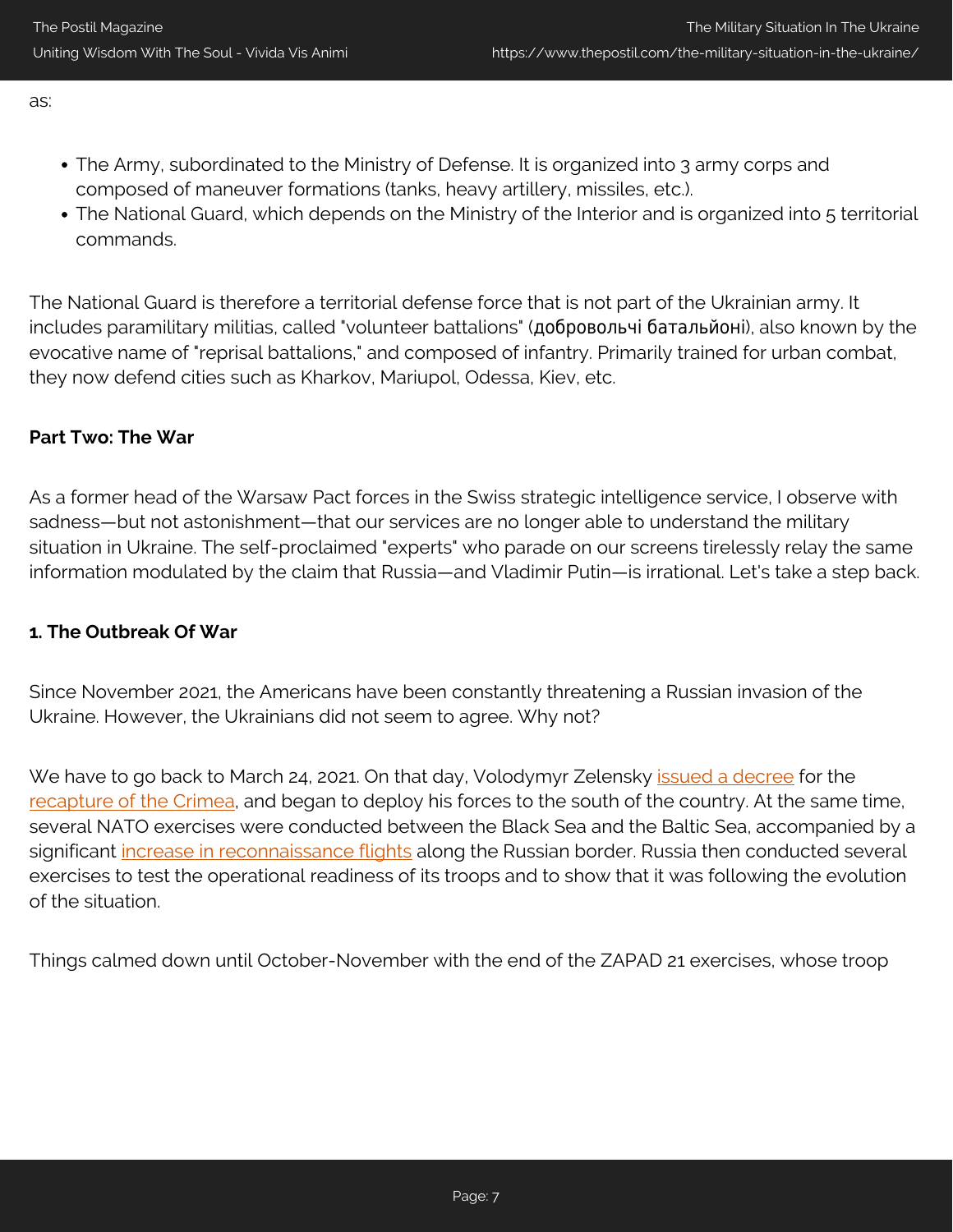as:

- The Army, subordinated to the Ministry of Defense. It is organized into 3 army corps and composed of maneuver formations (tanks, heavy artillery, missiles, etc.).
- The National Guard, which depends on the Ministry of the Interior and is organized into 5 territorial commands.

The National Guard is therefore a territorial defense force that is not part of the Ukrainian army. It includes paramilitary militias, called "volunteer battalions" (добровольчі батальйони), also known by the evocative name of "reprisal battalions," and composed of infantry. Primarily trained for urban combat, they now defend cities such as Kharkov, Mariupol, Odessa, Kiev, etc.

**Part Two: The War**

As a former head of the Warsaw Pact forces in the Swiss strategic intelligence service, I observe with sadness—but not astonishment—that our services are no longer able to understand the military situation in Ukraine. The self-proclaimed "experts" who parade on our screens tirelessly relay the same information modulated by the claim that Russia—and Vladimir Putin—is irrational. Let's take a step back.

**1. The Outbreak Of War**

Since November 2021, the Americans have been constantly threatening a Russian invasion of the Ukraine. However, the Ukrainians did not seem to agree. Why not?

We have to go back to March 24, 2021. On that day, Volodymyr Zelensky issued a decree for the recapture of the Crimea, and began to deploy his forces to the south of the country. At the same time, several NATO exercises were conducted between the Black Sea and the Baltic Sea, accompanied by a significant increase in reconnaissance flights along the Russian border. Russia then conducted several exercises to test the operational readiness of its troops and to show that it was following the evolution of the situation.

Things calmed down until October-November with the end of the ZAPAD 21 exercises, whose troop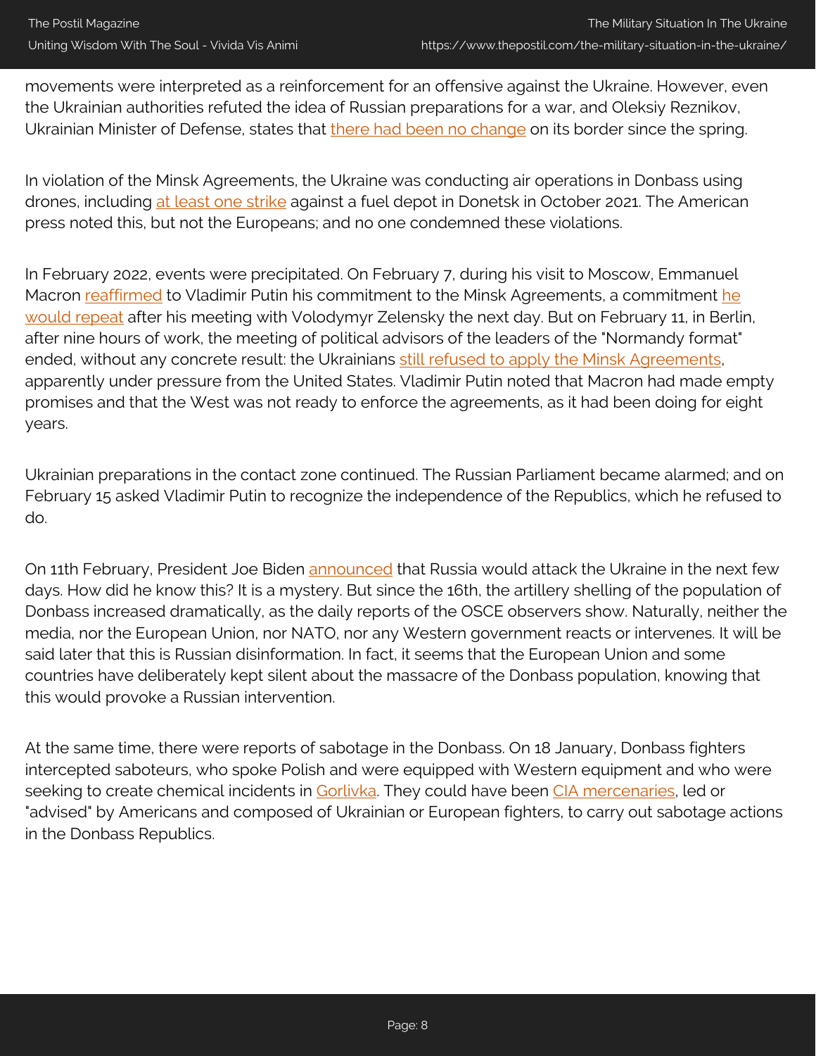movements were interpreted as a reinforcement for an offensive against the Ukraine. However, even the Ukrainian authorities refuted the idea of Russian preparations for a war, and Oleksiy Reznikov, Ukrainian Minister of Defense, states that there had been no change on its border since the spring.

In violation of the Minsk Agreements, the Ukraine was conducting air operations in Donbass using drones, including at least one strike against a fuel depot in Donetsk in October 2021. The American press noted this, but not the Europeans; and no one condemned these violations.

In February 2022, events were precipitated. On February 7, during his visit to Moscow, Emmanuel Macron reaffirmed to Vladimir Putin his commitment to the Minsk Agreements, a commitment he would repeat after his meeting with Volodymyr Zelensky the next day. But on February 11, in Berlin, after nine hours of work, the meeting of political advisors of the leaders of the "Normandy format" ended, without any concrete result: the Ukrainians still refused to apply the Minsk Agreements, apparently under pressure from the United States. Vladimir Putin noted that Macron had made empty promises and that the West was not ready to enforce the agreements, as it had been doing for eight years.

Ukrainian preparations in the contact zone continued. The Russian Parliament became alarmed; and on February 15 asked Vladimir Putin to recognize the independence of the Republics, which he refused to do.

On 11th February, President Joe Biden announced that Russia would attack the Ukraine in the next few days. How did he know this? It is a mystery. But since the 16th, the artillery shelling of the population of Donbass increased dramatically, as the daily reports of the OSCE observers show. Naturally, neither the media, nor the European Union, nor NATO, nor any Western government reacts or intervenes. It will be said later that this is Russian disinformation. In fact, it seems that the European Union and some countries have deliberately kept silent about the massacre of the Donbass population, knowing that this would provoke a Russian intervention.

At the same time, there were reports of sabotage in the Donbass. On 18 January, Donbass fighters intercepted saboteurs, who spoke Polish and were equipped with Western equipment and who were seeking to create chemical incidents in Gorlivka. They could have been CIA mercenaries, led or "advised" by Americans and composed of Ukrainian or European fighters, to carry out sabotage actions in the Donbass Republics.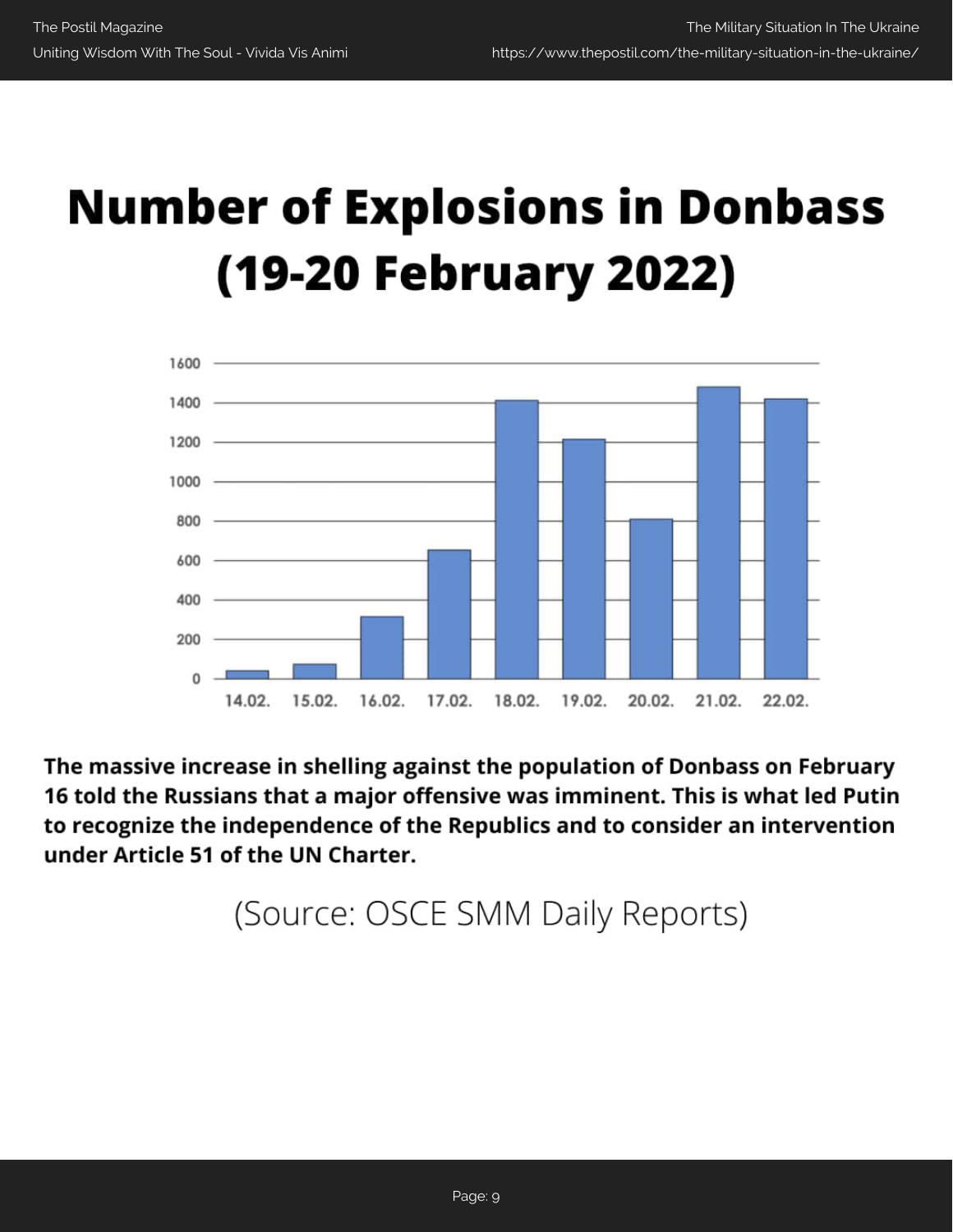# Number of Explosions in Donbass (19-20 February 2022)

**The massive increase in shelling against the population of Donbass on February 16 told the Russians that a major offensive was imminent. This is what led Putin to recognize the independence of the Republics and to consider an intervention under Article 51 of the UN Charter.**

(Source: OSCE SMM Daily Reports)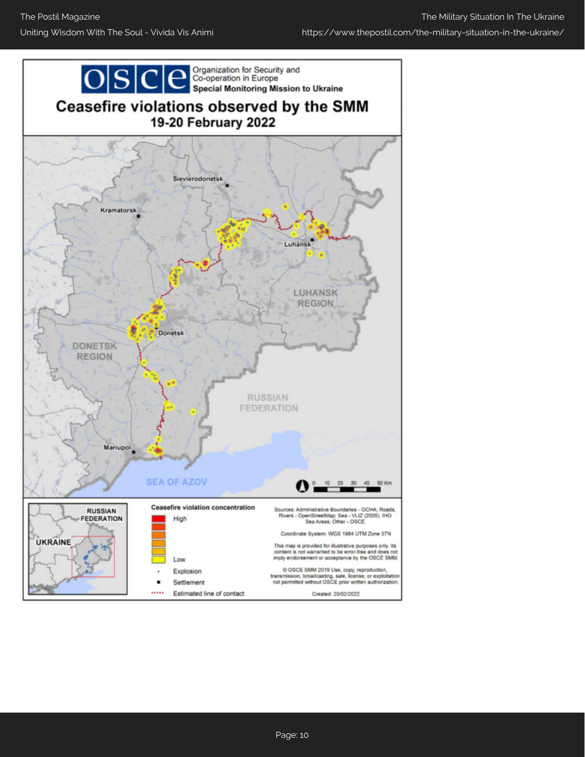OSCE Organization for Security and Co-operation in Europe
Special Monitoring Mission to Ukraine

# Ceasefire violations observed by the SMM

## 19-20 February 2022

Sievierodonetsk
Kramatorsk
Luhansk
LUHANSK REGION
Donetsk
DONETSK REGION
RUSSIAN FEDERATION
Mariupol
SEA OF AZOV

0 10 20 30 40 50 Km

RUSSIAN FEDERATION
UKRAINE

**Ceasefire violation concentration**

High

Low

Explosion

Settlement

Estimated line of contact

Sources: Administrative Boundaries - OCHA; Roads, Rivers - OpenStreetMap; Sea - VLIZ (2005). IHO Sea Areas; Other - OSCE.

Coordinate System: WGS 1984 UTM Zone 37N

This map is provided for illustrative purposes only. Its content is not warranted to be error-free and does not imply endorsement or acceptance by the OSCE SMM.

© OSCE SMM 2019 Use, copy, reproduction, transmission, broadcasting, sale, license, or exploitation not permitted without OSCE prior written authorization.

Created: 20/02/2022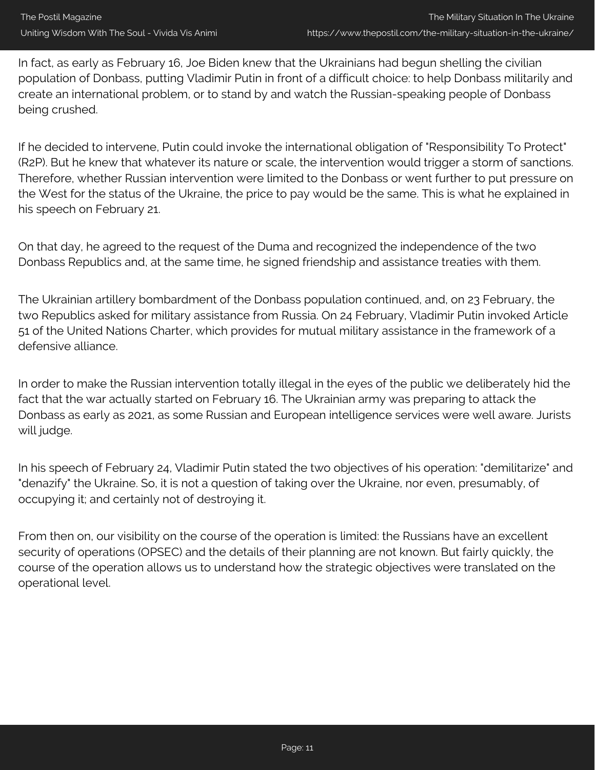In fact, as early as February 16, Joe Biden knew that the Ukrainians had begun shelling the civilian population of Donbass, putting Vladimir Putin in front of a difficult choice: to help Donbass militarily and create an international problem, or to stand by and watch the Russian-speaking people of Donbass being crushed.

If he decided to intervene, Putin could invoke the international obligation of "Responsibility To Protect" (R2P). But he knew that whatever its nature or scale, the intervention would trigger a storm of sanctions. Therefore, whether Russian intervention were limited to the Donbass or went further to put pressure on the West for the status of the Ukraine, the price to pay would be the same. This is what he explained in his speech on February 21.

On that day, he agreed to the request of the Duma and recognized the independence of the two Donbass Republics and, at the same time, he signed friendship and assistance treaties with them.

The Ukrainian artillery bombardment of the Donbass population continued, and, on 23 February, the two Republics asked for military assistance from Russia. On 24 February, Vladimir Putin invoked Article 51 of the United Nations Charter, which provides for mutual military assistance in the framework of a defensive alliance.

In order to make the Russian intervention totally illegal in the eyes of the public we deliberately hid the fact that the war actually started on February 16. The Ukrainian army was preparing to attack the Donbass as early as 2021, as some Russian and European intelligence services were well aware. Jurists will judge.

In his speech of February 24, Vladimir Putin stated the two objectives of his operation: "demilitarize" and "denazify" the Ukraine. So, it is not a question of taking over the Ukraine, nor even, presumably, of occupying it; and certainly not of destroying it.

From then on, our visibility on the course of the operation is limited: the Russians have an excellent security of operations (OPSEC) and the details of their planning are not known. But fairly quickly, the course of the operation allows us to understand how the strategic objectives were translated on the operational level.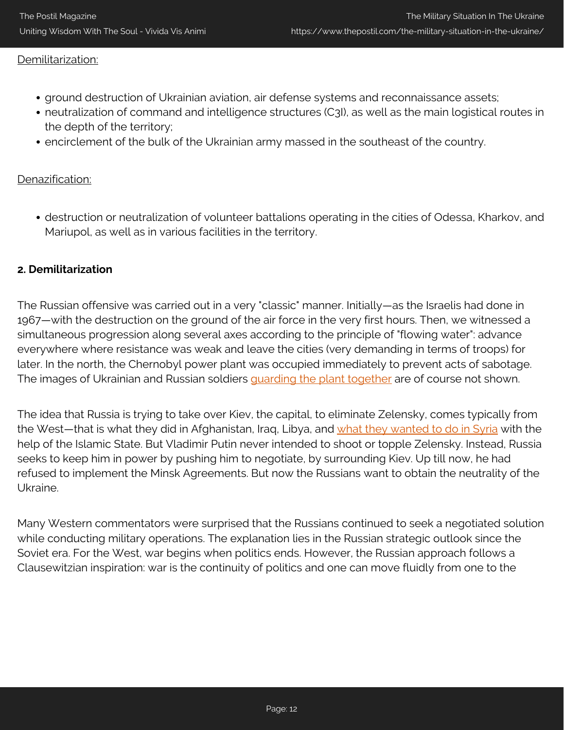Demilitarization:

- ground destruction of Ukrainian aviation, air defense systems and reconnaissance assets;
- neutralization of command and intelligence structures (C3I), as well as the main logistical routes in the depth of the territory;
- encirclement of the bulk of the Ukrainian army massed in the southeast of the country.

Denazification:

- destruction or neutralization of volunteer battalions operating in the cities of Odessa, Kharkov, and Mariupol, as well as in various facilities in the territory.

**2. Demilitarization**

The Russian offensive was carried out in a very "classic" manner. Initially—as the Israelis had done in 1967—with the destruction on the ground of the air force in the very first hours. Then, we witnessed a simultaneous progression along several axes according to the principle of "flowing water": advance everywhere where resistance was weak and leave the cities (very demanding in terms of troops) for later. In the north, the Chernobyl power plant was occupied immediately to prevent acts of sabotage. The images of Ukrainian and Russian soldiers guarding the plant together are of course not shown.

The idea that Russia is trying to take over Kiev, the capital, to eliminate Zelensky, comes typically from the West—that is what they did in Afghanistan, Iraq, Libya, and what they wanted to do in Syria with the help of the Islamic State. But Vladimir Putin never intended to shoot or topple Zelensky. Instead, Russia seeks to keep him in power by pushing him to negotiate, by surrounding Kiev. Up till now, he had refused to implement the Minsk Agreements. But now the Russians want to obtain the neutrality of the Ukraine.

Many Western commentators were surprised that the Russians continued to seek a negotiated solution while conducting military operations. The explanation lies in the Russian strategic outlook since the Soviet era. For the West, war begins when politics ends. However, the Russian approach follows a Clausewitzian inspiration: war is the continuity of politics and one can move fluidly from one to the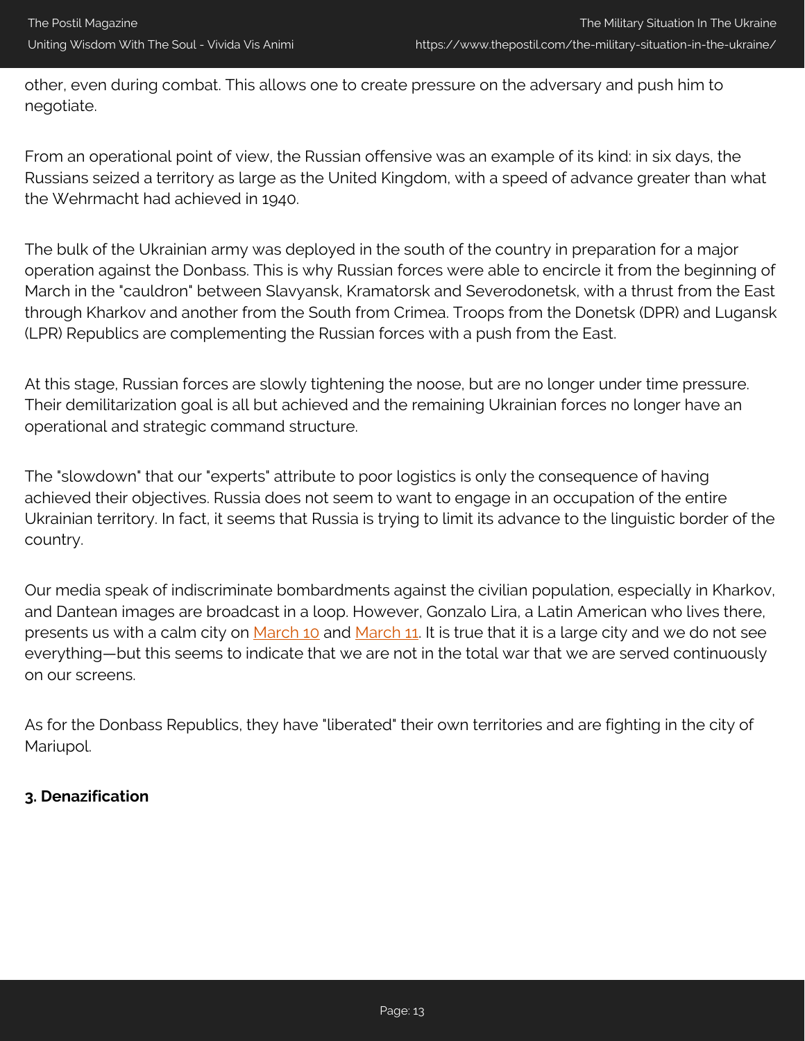other, even during combat. This allows one to create pressure on the adversary and push him to negotiate.

From an operational point of view, the Russian offensive was an example of its kind: in six days, the Russians seized a territory as large as the United Kingdom, with a speed of advance greater than what the Wehrmacht had achieved in 1940.

The bulk of the Ukrainian army was deployed in the south of the country in preparation for a major operation against the Donbass. This is why Russian forces were able to encircle it from the beginning of March in the "cauldron" between Slavyansk, Kramatorsk and Severodonetsk, with a thrust from the East through Kharkov and another from the South from Crimea. Troops from the Donetsk (DPR) and Lugansk (LPR) Republics are complementing the Russian forces with a push from the East.

At this stage, Russian forces are slowly tightening the noose, but are no longer under time pressure. Their demilitarization goal is all but achieved and the remaining Ukrainian forces no longer have an operational and strategic command structure.

The "slowdown" that our "experts" attribute to poor logistics is only the consequence of having achieved their objectives. Russia does not seem to want to engage in an occupation of the entire Ukrainian territory. In fact, it seems that Russia is trying to limit its advance to the linguistic border of the country.

Our media speak of indiscriminate bombardments against the civilian population, especially in Kharkov, and Dantean images are broadcast in a loop. However, Gonzalo Lira, a Latin American who lives there, presents us with a calm city on March 10 and March 11. It is true that it is a large city and we do not see everything—but this seems to indicate that we are not in the total war that we are served continuously on our screens.

As for the Donbass Republics, they have "liberated" their own territories and are fighting in the city of Mariupol.

### 3. Denazification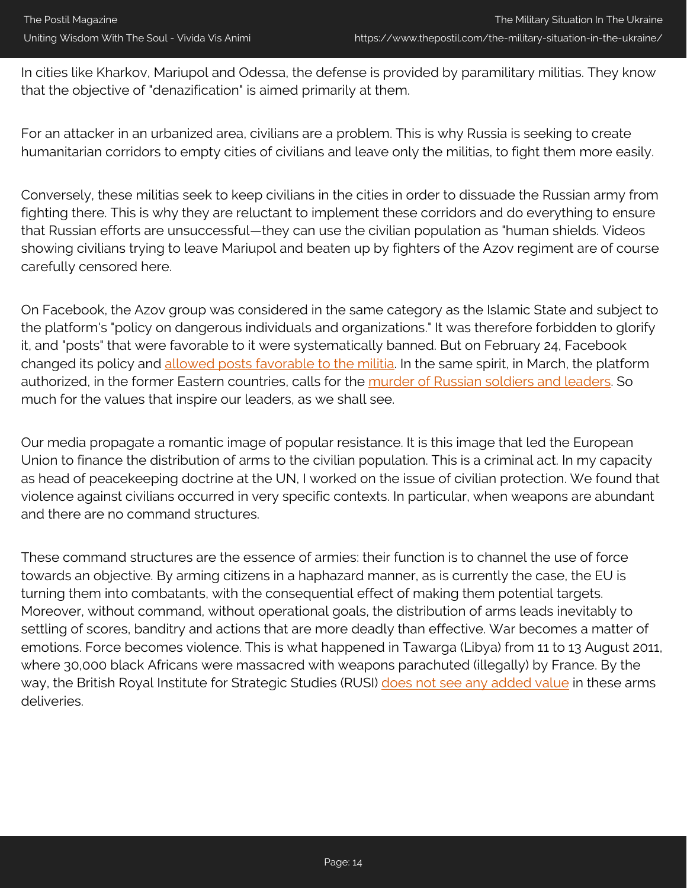In cities like Kharkov, Mariupol and Odessa, the defense is provided by paramilitary militias. They know that the objective of "denazification" is aimed primarily at them.

For an attacker in an urbanized area, civilians are a problem. This is why Russia is seeking to create humanitarian corridors to empty cities of civilians and leave only the militias, to fight them more easily.

Conversely, these militias seek to keep civilians in the cities in order to dissuade the Russian army from fighting there. This is why they are reluctant to implement these corridors and do everything to ensure that Russian efforts are unsuccessful—they can use the civilian population as "human shields. Videos showing civilians trying to leave Mariupol and beaten up by fighters of the Azov regiment are of course carefully censored here.

On Facebook, the Azov group was considered in the same category as the Islamic State and subject to the platform's "policy on dangerous individuals and organizations." It was therefore forbidden to glorify it, and "posts" that were favorable to it were systematically banned. But on February 24, Facebook changed its policy and allowed posts favorable to the militia. In the same spirit, in March, the platform authorized, in the former Eastern countries, calls for the murder of Russian soldiers and leaders. So much for the values that inspire our leaders, as we shall see.

Our media propagate a romantic image of popular resistance. It is this image that led the European Union to finance the distribution of arms to the civilian population. This is a criminal act. In my capacity as head of peacekeeping doctrine at the UN, I worked on the issue of civilian protection. We found that violence against civilians occurred in very specific contexts. In particular, when weapons are abundant and there are no command structures.

These command structures are the essence of armies: their function is to channel the use of force towards an objective. By arming citizens in a haphazard manner, as is currently the case, the EU is turning them into combatants, with the consequential effect of making them potential targets. Moreover, without command, without operational goals, the distribution of arms leads inevitably to settling of scores, banditry and actions that are more deadly than effective. War becomes a matter of emotions. Force becomes violence. This is what happened in Tawarga (Libya) from 11 to 13 August 2011, where 30,000 black Africans were massacred with weapons parachuted (illegally) by France. By the way, the British Royal Institute for Strategic Studies (RUSI) does not see any added value in these arms deliveries.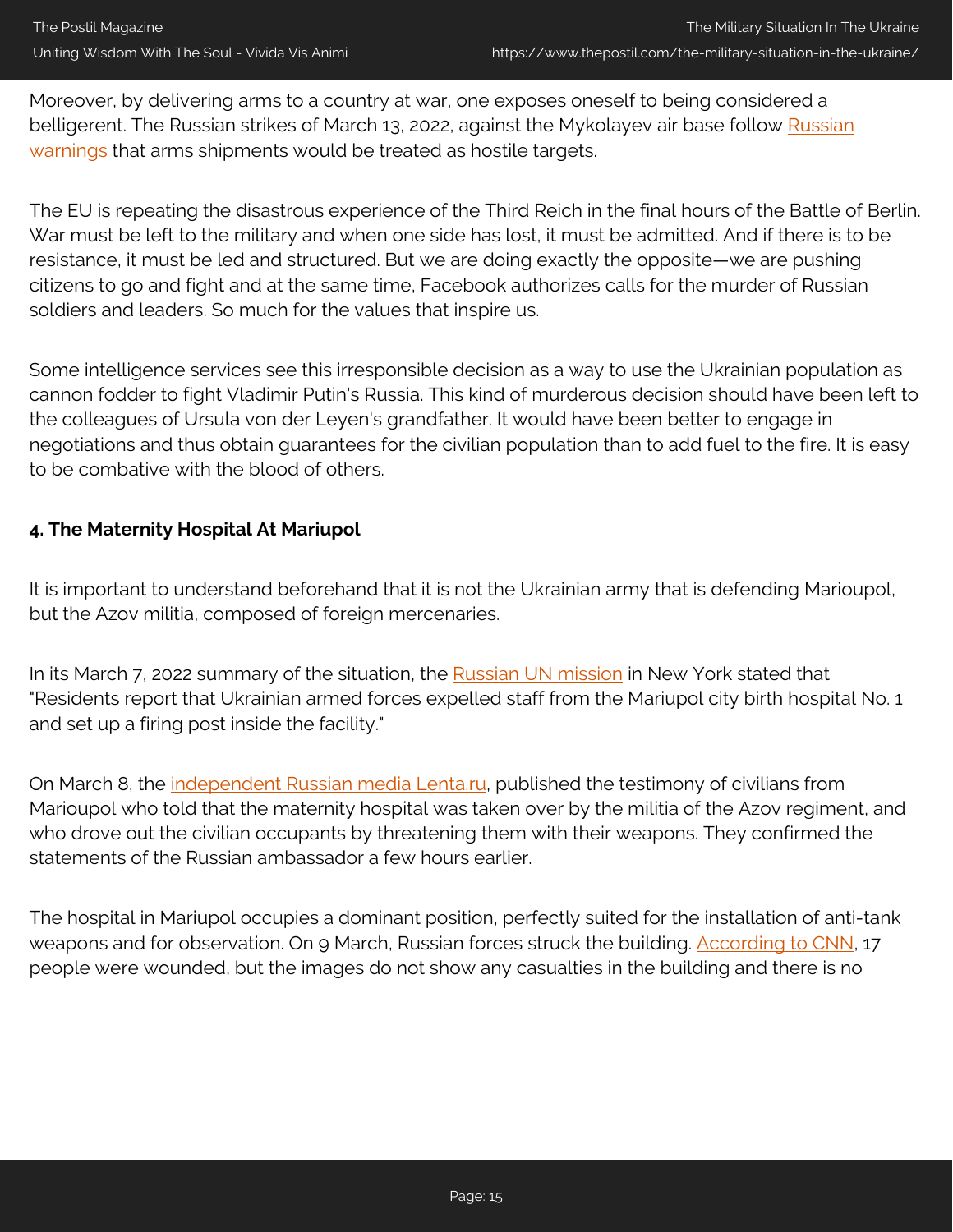Moreover, by delivering arms to a country at war, one exposes oneself to being considered a belligerent. The Russian strikes of March 13, 2022, against the Mykolayev air base follow Russian warnings that arms shipments would be treated as hostile targets.

The EU is repeating the disastrous experience of the Third Reich in the final hours of the Battle of Berlin. War must be left to the military and when one side has lost, it must be admitted. And if there is to be resistance, it must be led and structured. But we are doing exactly the opposite—we are pushing citizens to go and fight and at the same time, Facebook authorizes calls for the murder of Russian soldiers and leaders. So much for the values that inspire us.

Some intelligence services see this irresponsible decision as a way to use the Ukrainian population as cannon fodder to fight Vladimir Putin's Russia. This kind of murderous decision should have been left to the colleagues of Ursula von der Leyen's grandfather. It would have been better to engage in negotiations and thus obtain guarantees for the civilian population than to add fuel to the fire. It is easy to be combative with the blood of others.

**4. The Maternity Hospital At Mariupol**

It is important to understand beforehand that it is not the Ukrainian army that is defending Marioupol, but the Azov militia, composed of foreign mercenaries.

In its March 7, 2022 summary of the situation, the Russian UN mission in New York stated that "Residents report that Ukrainian armed forces expelled staff from the Mariupol city birth hospital No. 1 and set up a firing post inside the facility."

On March 8, the independent Russian media Lenta.ru, published the testimony of civilians from Marioupol who told that the maternity hospital was taken over by the militia of the Azov regiment, and who drove out the civilian occupants by threatening them with their weapons. They confirmed the statements of the Russian ambassador a few hours earlier.

The hospital in Mariupol occupies a dominant position, perfectly suited for the installation of anti-tank weapons and for observation. On 9 March, Russian forces struck the building. According to CNN, 17 people were wounded, but the images do not show any casualties in the building and there is no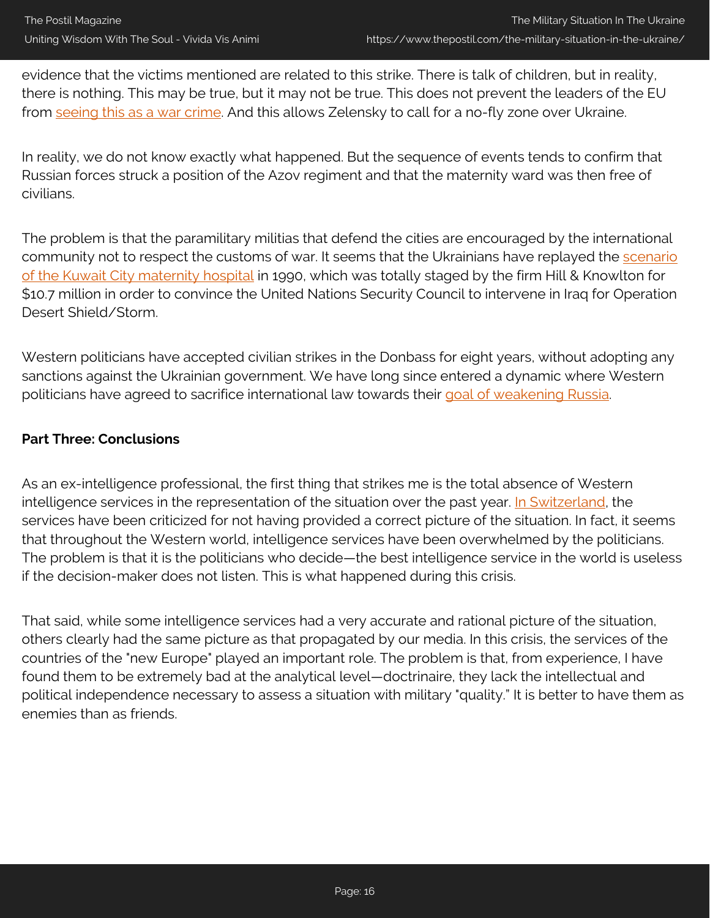evidence that the victims mentioned are related to this strike. There is talk of children, but in reality, there is nothing. This may be true, but it may not be true. This does not prevent the leaders of the EU from seeing this as a war crime. And this allows Zelensky to call for a no-fly zone over Ukraine.

In reality, we do not know exactly what happened. But the sequence of events tends to confirm that Russian forces struck a position of the Azov regiment and that the maternity ward was then free of civilians.

The problem is that the paramilitary militias that defend the cities are encouraged by the international community not to respect the customs of war. It seems that the Ukrainians have replayed the scenario of the Kuwait City maternity hospital in 1990, which was totally staged by the firm Hill & Knowlton for $10.7 million in order to convince the United Nations Security Council to intervene in Iraq for Operation Desert Shield/Storm.

Western politicians have accepted civilian strikes in the Donbass for eight years, without adopting any sanctions against the Ukrainian government. We have long since entered a dynamic where Western politicians have agreed to sacrifice international law towards their goal of weakening Russia.

**Part Three: Conclusions**

As an ex-intelligence professional, the first thing that strikes me is the total absence of Western intelligence services in the representation of the situation over the past year. In Switzerland, the services have been criticized for not having provided a correct picture of the situation. In fact, it seems that throughout the Western world, intelligence services have been overwhelmed by the politicians. The problem is that it is the politicians who decide—the best intelligence service in the world is useless if the decision-maker does not listen. This is what happened during this crisis.

That said, while some intelligence services had a very accurate and rational picture of the situation, others clearly had the same picture as that propagated by our media. In this crisis, the services of the countries of the "new Europe" played an important role. The problem is that, from experience, I have found them to be extremely bad at the analytical level—doctrinaire, they lack the intellectual and political independence necessary to assess a situation with military "quality." It is better to have them as enemies than as friends.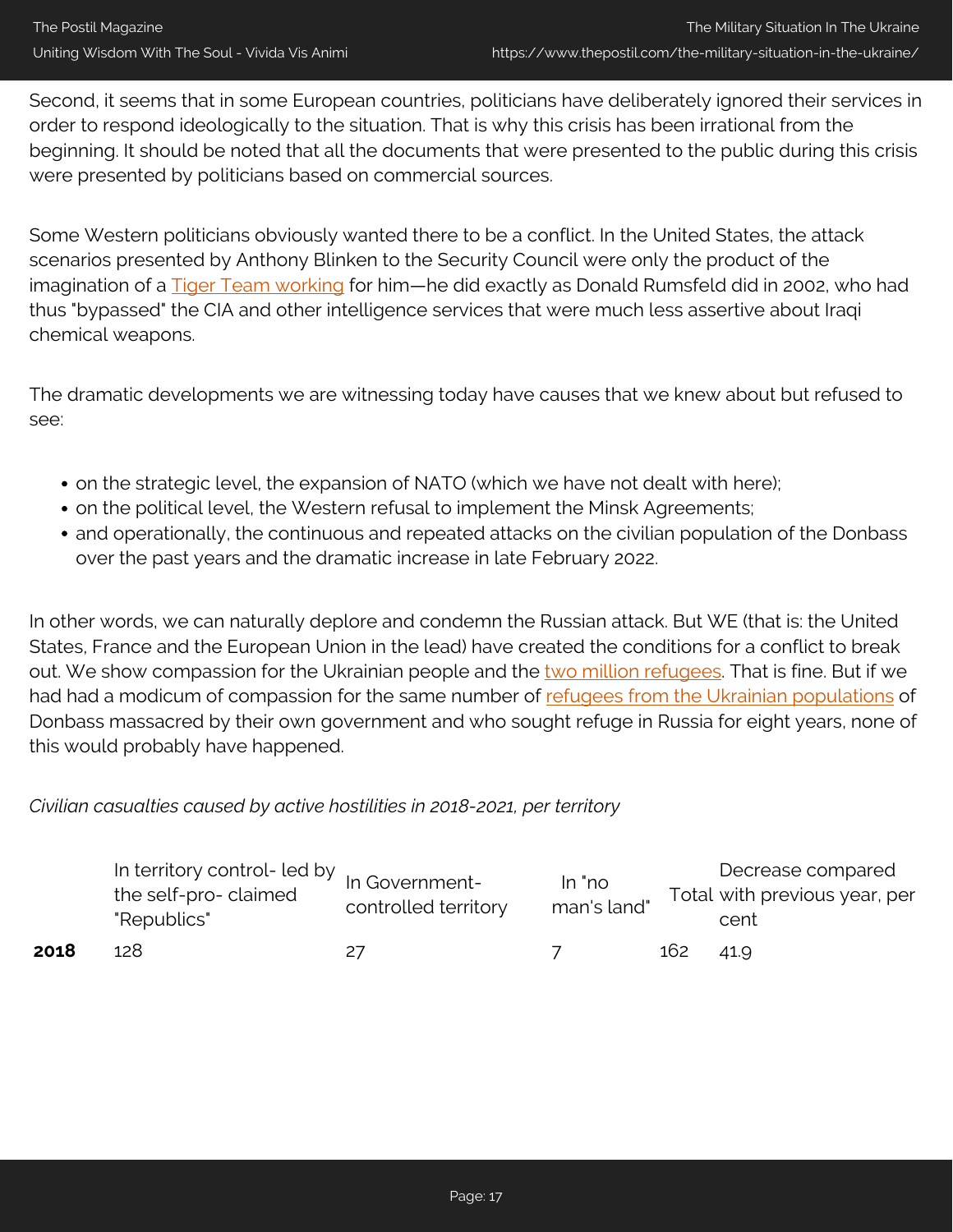Second, it seems that in some European countries, politicians have deliberately ignored their services in order to respond ideologically to the situation. That is why this crisis has been irrational from the beginning. It should be noted that all the documents that were presented to the public during this crisis were presented by politicians based on commercial sources.

Some Western politicians obviously wanted there to be a conflict. In the United States, the attack scenarios presented by Anthony Blinken to the Security Council were only the product of the imagination of a Tiger Team working for him—he did exactly as Donald Rumsfeld did in 2002, who had thus "bypassed" the CIA and other intelligence services that were much less assertive about Iraqi chemical weapons.

The dramatic developments we are witnessing today have causes that we knew about but refused to see:

- on the strategic level, the expansion of NATO (which we have not dealt with here);
- on the political level, the Western refusal to implement the Minsk Agreements;
- and operationally, the continuous and repeated attacks on the civilian population of the Donbass over the past years and the dramatic increase in late February 2022.

In other words, we can naturally deplore and condemn the Russian attack. But WE (that is: the United States, France and the European Union in the lead) have created the conditions for a conflict to break out. We show compassion for the Ukrainian people and the two million refugees. That is fine. But if we had had a modicum of compassion for the same number of refugees from the Ukrainian populations of Donbass massacred by their own government and who sought refuge in Russia for eight years, none of this would probably have happened.

*Civilian casualties caused by active hostilities in 2018-2021, per territory*

| | In territory control- led by the self-pro- claimed "Republics" | In Government-controlled territory | In "no man's land" | Total | Decrease compared with previous year, per cent |
|---|---|---|---|---|---|
| **2018** | 128 | 27 | 7 | 162 | 41.9 |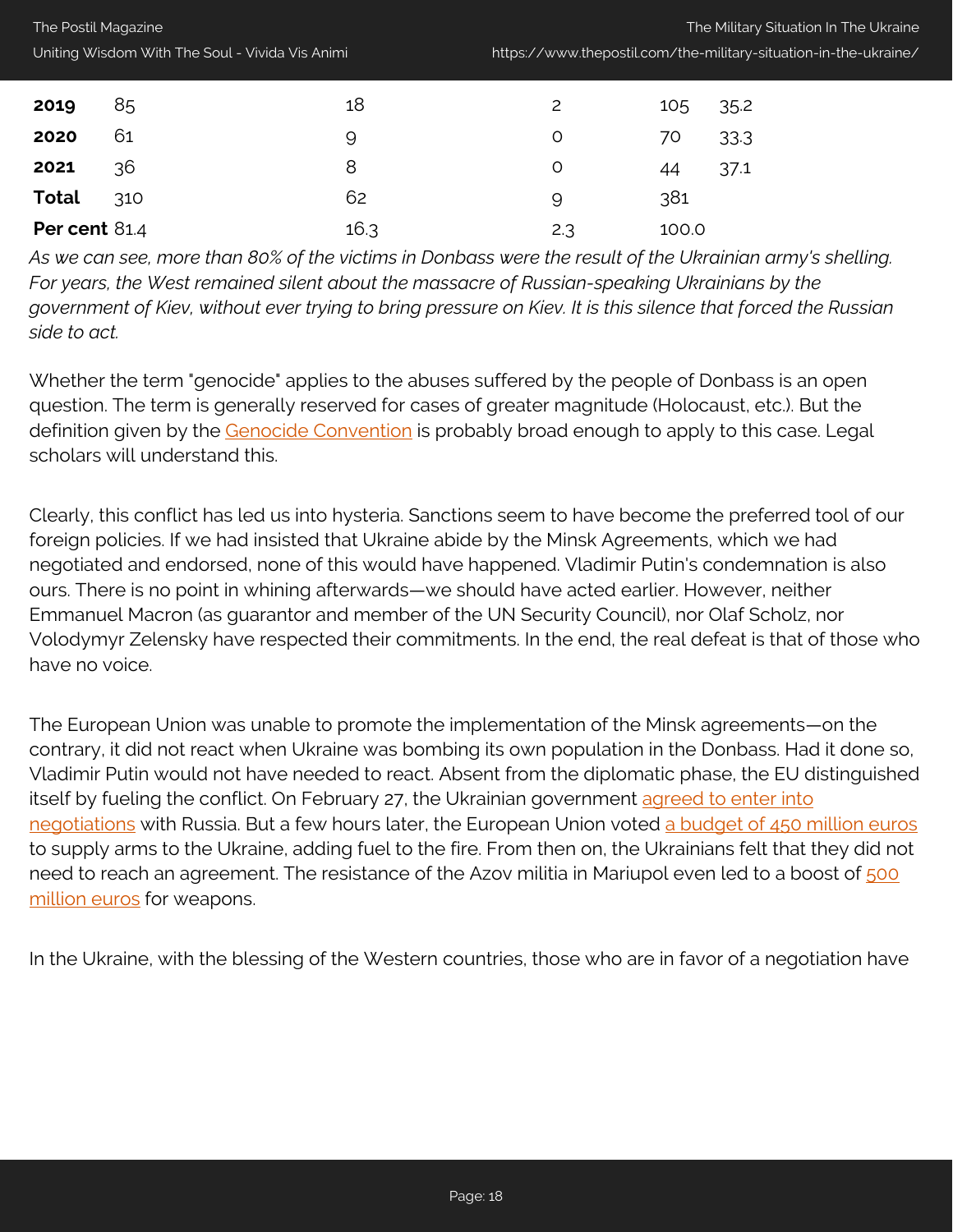| | | | | | |
|---|---|---|---|---|---|
| **2019** | 85 | 18 | 2 | 105 | 35.2 |
| **2020** | 61 | 9 | 0 | 70 | 33.3 |
| **2021** | 36 | 8 | 0 | 44 | 37.1 |
| **Total** | 310 | 62 | 9 | 381 | |
| **Per cent** | 81.4 | 16.3 | 2.3 | 100.0 | |

*As we can see, more than 80% of the victims in Donbass were the result of the Ukrainian army's shelling. For years, the West remained silent about the massacre of Russian-speaking Ukrainians by the government of Kiev, without ever trying to bring pressure on Kiev. It is this silence that forced the Russian side to act.*

Whether the term "genocide" applies to the abuses suffered by the people of Donbass is an open question. The term is generally reserved for cases of greater magnitude (Holocaust, etc.). But the definition given by the Genocide Convention is probably broad enough to apply to this case. Legal scholars will understand this.

Clearly, this conflict has led us into hysteria. Sanctions seem to have become the preferred tool of our foreign policies. If we had insisted that Ukraine abide by the Minsk Agreements, which we had negotiated and endorsed, none of this would have happened. Vladimir Putin's condemnation is also ours. There is no point in whining afterwards—we should have acted earlier. However, neither Emmanuel Macron (as guarantor and member of the UN Security Council), nor Olaf Scholz, nor Volodymyr Zelensky have respected their commitments. In the end, the real defeat is that of those who have no voice.

The European Union was unable to promote the implementation of the Minsk agreements—on the contrary, it did not react when Ukraine was bombing its own population in the Donbass. Had it done so, Vladimir Putin would not have needed to react. Absent from the diplomatic phase, the EU distinguished itself by fueling the conflict. On February 27, the Ukrainian government agreed to enter into negotiations with Russia. But a few hours later, the European Union voted a budget of 450 million euros to supply arms to the Ukraine, adding fuel to the fire. From then on, the Ukrainians felt that they did not need to reach an agreement. The resistance of the Azov militia in Mariupol even led to a boost of 500 million euros for weapons.

In the Ukraine, with the blessing of the Western countries, those who are in favor of a negotiation have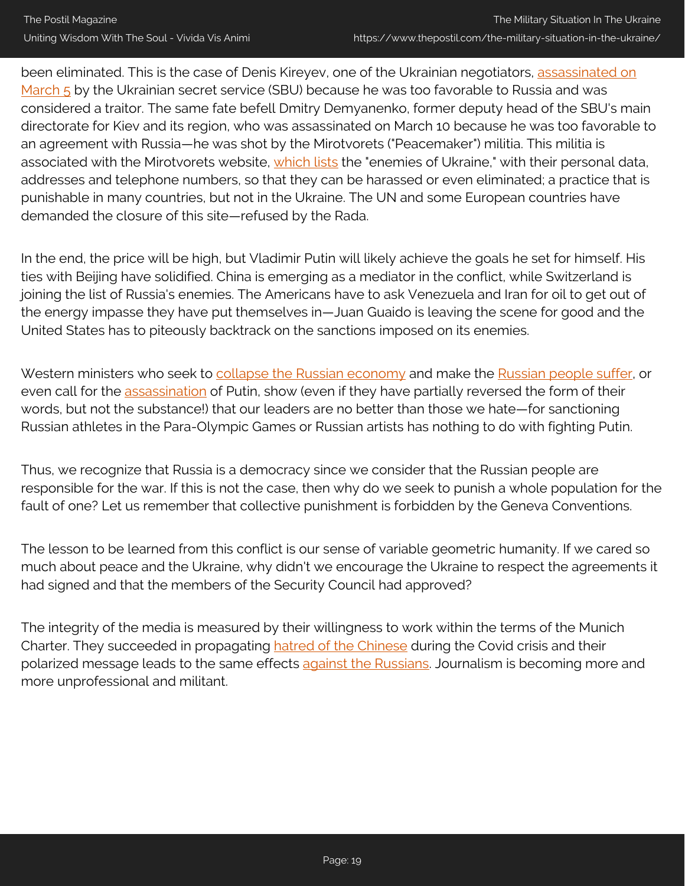been eliminated. This is the case of Denis Kireyev, one of the Ukrainian negotiators, assassinated on March 5 by the Ukrainian secret service (SBU) because he was too favorable to Russia and was considered a traitor. The same fate befell Dmitry Demyanenko, former deputy head of the SBU's main directorate for Kiev and its region, who was assassinated on March 10 because he was too favorable to an agreement with Russia—he was shot by the Mirotvorets ("Peacemaker") militia. This militia is associated with the Mirotvorets website, which lists the "enemies of Ukraine," with their personal data, addresses and telephone numbers, so that they can be harassed or even eliminated; a practice that is punishable in many countries, but not in the Ukraine. The UN and some European countries have demanded the closure of this site—refused by the Rada.

In the end, the price will be high, but Vladimir Putin will likely achieve the goals he set for himself. His ties with Beijing have solidified. China is emerging as a mediator in the conflict, while Switzerland is joining the list of Russia's enemies. The Americans have to ask Venezuela and Iran for oil to get out of the energy impasse they have put themselves in—Juan Guaido is leaving the scene for good and the United States has to piteously backtrack on the sanctions imposed on its enemies.

Western ministers who seek to collapse the Russian economy and make the Russian people suffer, or even call for the assassination of Putin, show (even if they have partially reversed the form of their words, but not the substance!) that our leaders are no better than those we hate—for sanctioning Russian athletes in the Para-Olympic Games or Russian artists has nothing to do with fighting Putin.

Thus, we recognize that Russia is a democracy since we consider that the Russian people are responsible for the war. If this is not the case, then why do we seek to punish a whole population for the fault of one? Let us remember that collective punishment is forbidden by the Geneva Conventions.

The lesson to be learned from this conflict is our sense of variable geometric humanity. If we cared so much about peace and the Ukraine, why didn't we encourage the Ukraine to respect the agreements it had signed and that the members of the Security Council had approved?

The integrity of the media is measured by their willingness to work within the terms of the Munich Charter. They succeeded in propagating hatred of the Chinese during the Covid crisis and their polarized message leads to the same effects against the Russians. Journalism is becoming more and more unprofessional and militant.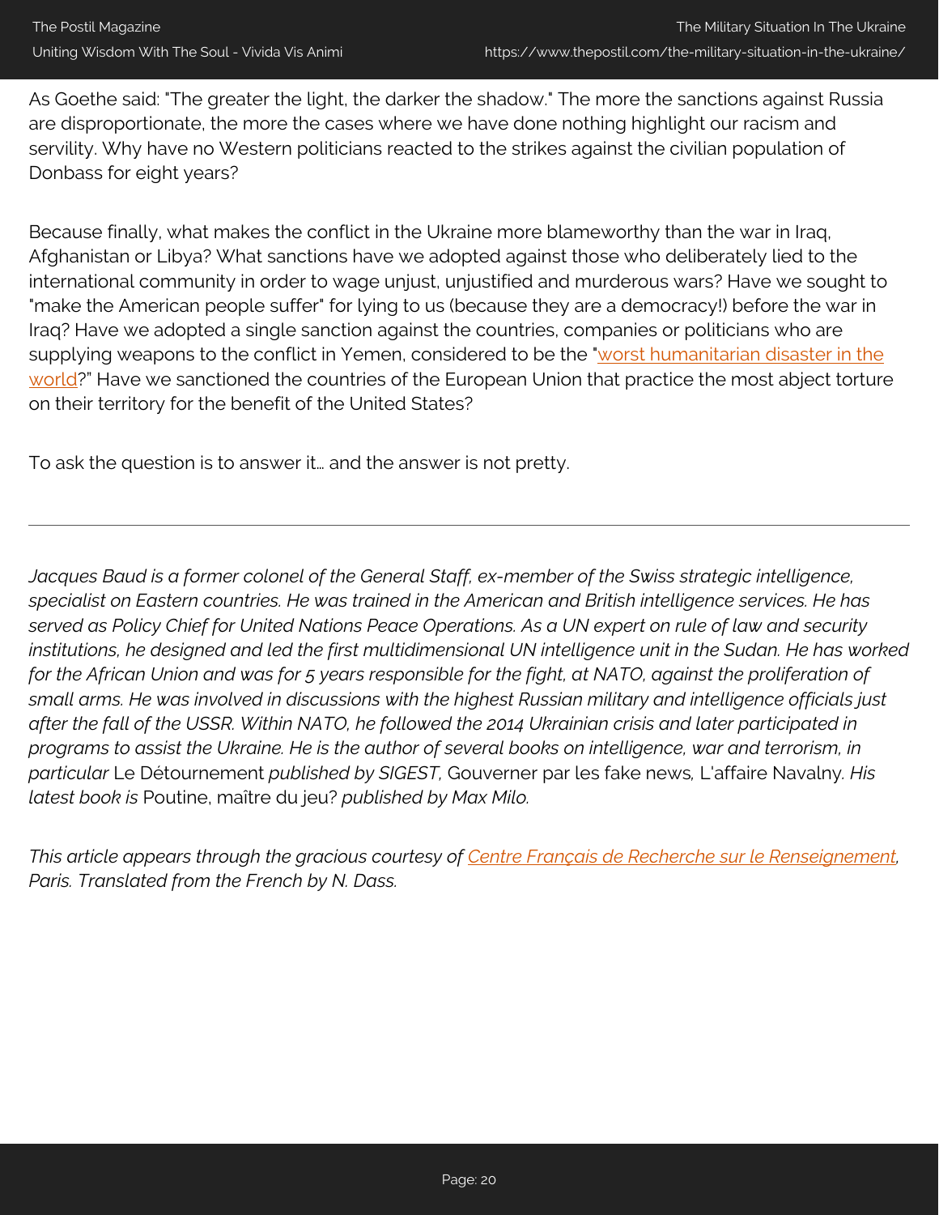As Goethe said: "The greater the light, the darker the shadow." The more the sanctions against Russia are disproportionate, the more the cases where we have done nothing highlight our racism and servility. Why have no Western politicians reacted to the strikes against the civilian population of Donbass for eight years?

Because finally, what makes the conflict in the Ukraine more blameworthy than the war in Iraq, Afghanistan or Libya? What sanctions have we adopted against those who deliberately lied to the international community in order to wage unjust, unjustified and murderous wars? Have we sought to "make the American people suffer" for lying to us (because they are a democracy!) before the war in Iraq? Have we adopted a single sanction against the countries, companies or politicians who are supplying weapons to the conflict in Yemen, considered to be the "worst humanitarian disaster in the world?" Have we sanctioned the countries of the European Union that practice the most abject torture on their territory for the benefit of the United States?

To ask the question is to answer it… and the answer is not pretty.

---

*Jacques Baud is a former colonel of the General Staff, ex-member of the Swiss strategic intelligence, specialist on Eastern countries. He was trained in the American and British intelligence services. He has served as Policy Chief for United Nations Peace Operations. As a UN expert on rule of law and security institutions, he designed and led the first multidimensional UN intelligence unit in the Sudan. He has worked for the African Union and was for 5 years responsible for the fight, at NATO, against the proliferation of small arms. He was involved in discussions with the highest Russian military and intelligence officials just after the fall of the USSR. Within NATO, he followed the 2014 Ukrainian crisis and later participated in programs to assist the Ukraine. He is the author of several books on intelligence, war and terrorism, in particular* Le Détournement *published by SIGEST,* Gouverner par les fake news*,* L'affaire Navalny*. His latest book is* Poutine, maître du jeu? *published by Max Milo.*

*This article appears through the gracious courtesy of Centre Français de Recherche sur le Renseignement, Paris. Translated from the French by N. Dass.*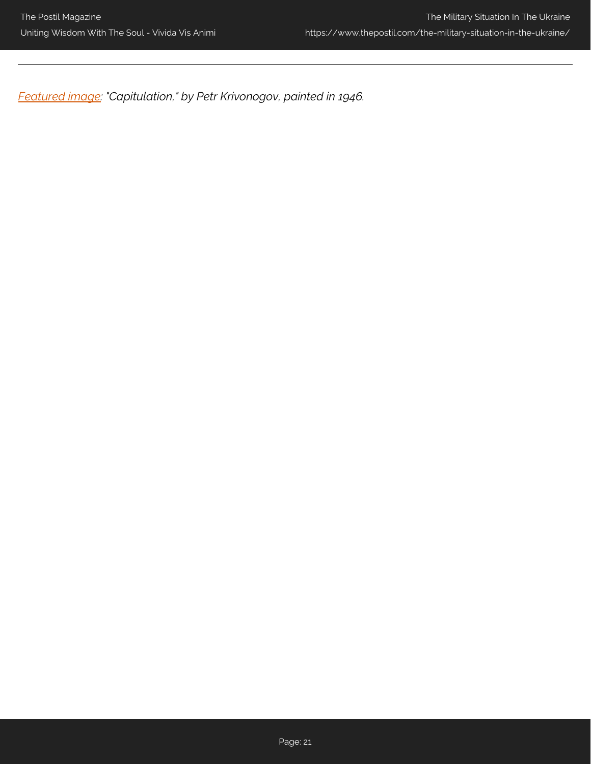*[Featured image](): "Capitulation," by Petr Krivonogov, painted in 1946.*